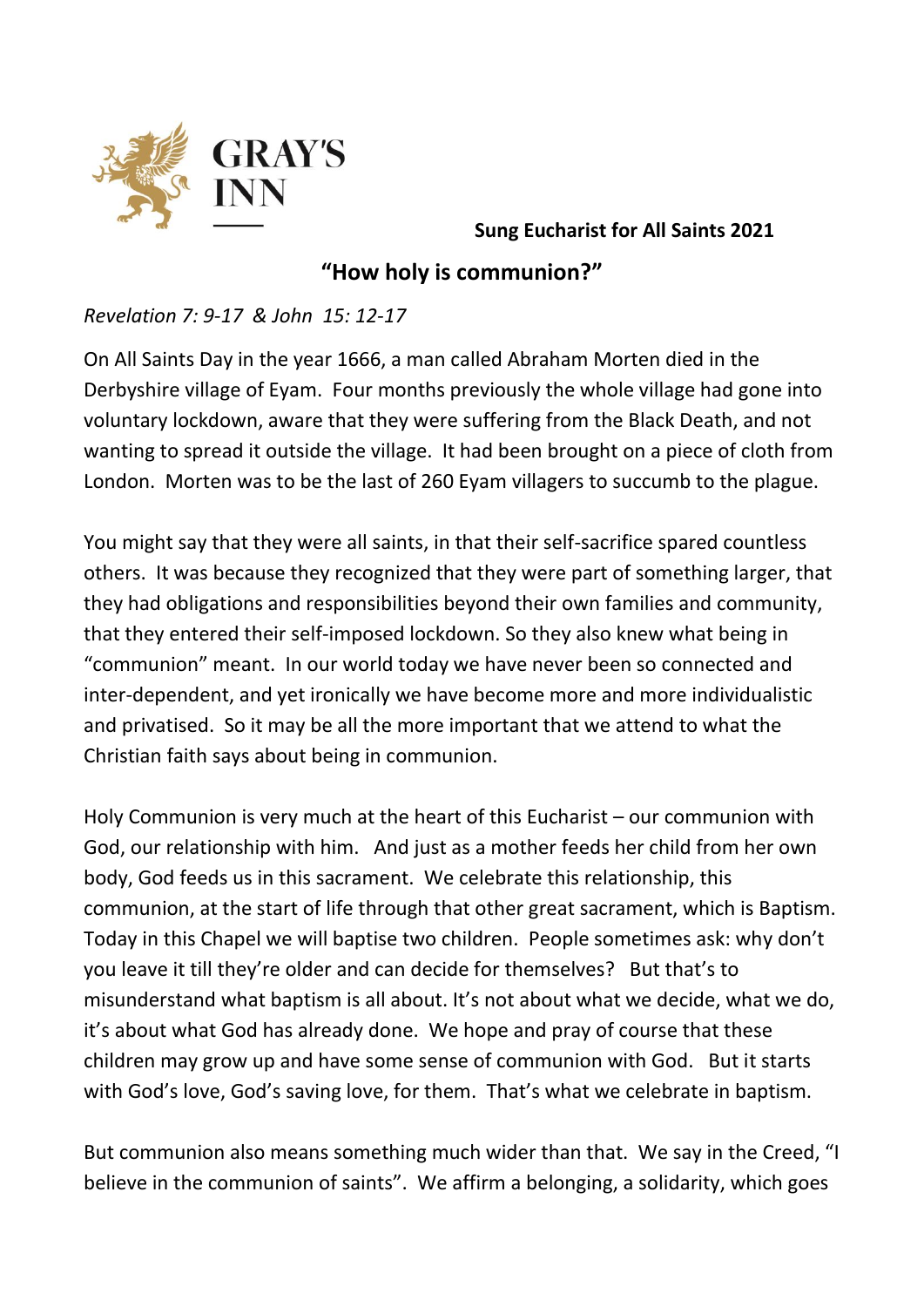GRAY'S INN

**Sung Eucharist for All Saints 2021**

## "How holy is communion?"

*Revelation 7: 9-17 & John 15: 12-17*

On All Saints Day in the year 1666, a man called Abraham Morten died in the Derbyshire village of Eyam. Four months previously the whole village had gone into voluntary lockdown, aware that they were suffering from the Black Death, and not wanting to spread it outside the village. It had been brought on a piece of cloth from London. Morten was to be the last of 260 Eyam villagers to succumb to the plague.

You might say that they were all saints, in that their self-sacrifice spared countless others. It was because they recognized that they were part of something larger, that they had obligations and responsibilities beyond their own families and community, that they entered their self-imposed lockdown. So they also knew what being in "communion" meant. In our world today we have never been so connected and inter-dependent, and yet ironically we have become more and more individualistic and privatised. So it may be all the more important that we attend to what the Christian faith says about being in communion.

Holy Communion is very much at the heart of this Eucharist – our communion with God, our relationship with him. And just as a mother feeds her child from her own body, God feeds us in this sacrament. We celebrate this relationship, this communion, at the start of life through that other great sacrament, which is Baptism. Today in this Chapel we will baptise two children. People sometimes ask: why don't you leave it till they're older and can decide for themselves? But that's to misunderstand what baptism is all about. It's not about what we decide, what we do, it's about what God has already done. We hope and pray of course that these children may grow up and have some sense of communion with God. But it starts with God's love, God's saving love, for them. That's what we celebrate in baptism.

But communion also means something much wider than that. We say in the Creed, "I believe in the communion of saints". We affirm a belonging, a solidarity, which goes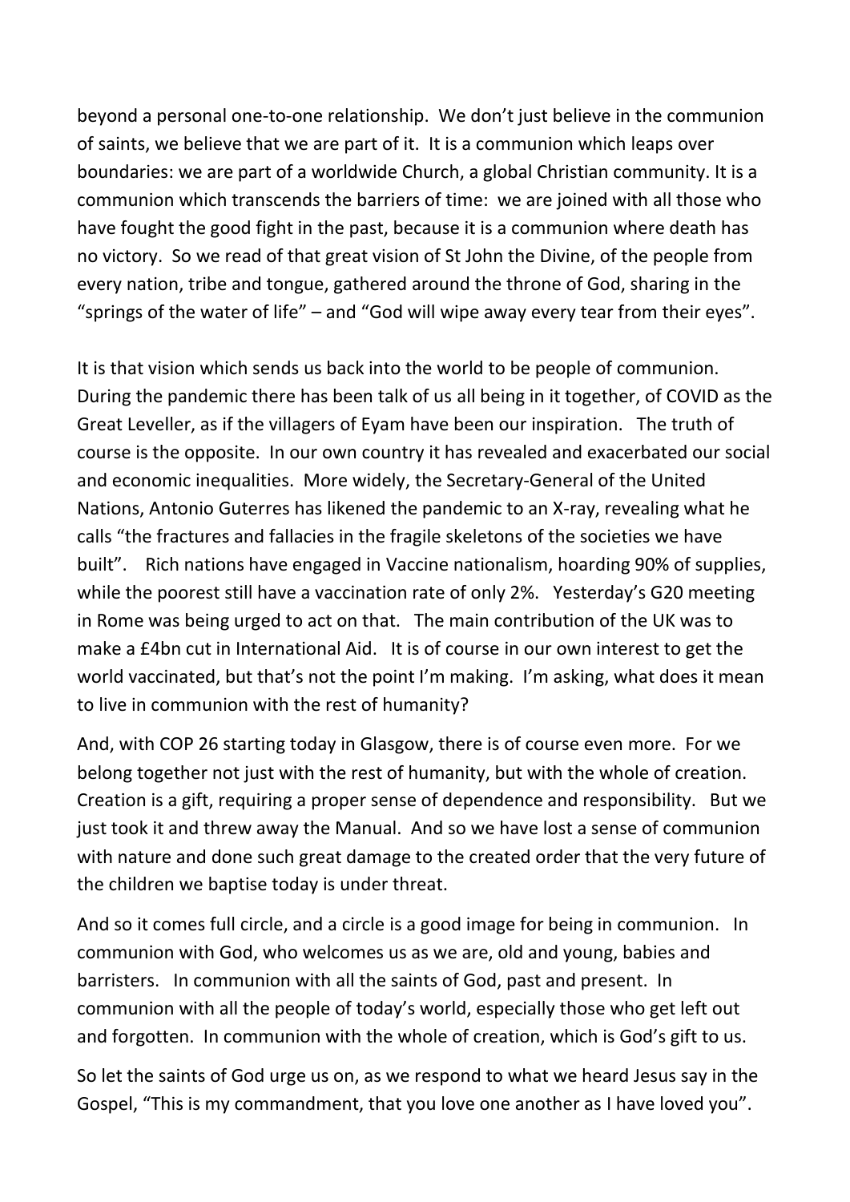beyond a personal one-to-one relationship. We don't just believe in the communion of saints, we believe that we are part of it. It is a communion which leaps over boundaries: we are part of a worldwide Church, a global Christian community. It is a communion which transcends the barriers of time: we are joined with all those who have fought the good fight in the past, because it is a communion where death has no victory. So we read of that great vision of St John the Divine, of the people from every nation, tribe and tongue, gathered around the throne of God, sharing in the "springs of the water of life" – and "God will wipe away every tear from their eyes".

It is that vision which sends us back into the world to be people of communion. During the pandemic there has been talk of us all being in it together, of COVID as the Great Leveller, as if the villagers of Eyam have been our inspiration. The truth of course is the opposite. In our own country it has revealed and exacerbated our social and economic inequalities. More widely, the Secretary-General of the United Nations, Antonio Guterres has likened the pandemic to an X-ray, revealing what he calls "the fractures and fallacies in the fragile skeletons of the societies we have built". Rich nations have engaged in Vaccine nationalism, hoarding 90% of supplies, while the poorest still have a vaccination rate of only 2%. Yesterday's G20 meeting in Rome was being urged to act on that. The main contribution of the UK was to make a £4bn cut in International Aid. It is of course in our own interest to get the world vaccinated, but that's not the point I'm making. I'm asking, what does it mean to live in communion with the rest of humanity?

And, with COP 26 starting today in Glasgow, there is of course even more. For we belong together not just with the rest of humanity, but with the whole of creation. Creation is a gift, requiring a proper sense of dependence and responsibility. But we just took it and threw away the Manual. And so we have lost a sense of communion with nature and done such great damage to the created order that the very future of the children we baptise today is under threat.

And so it comes full circle, and a circle is a good image for being in communion. In communion with God, who welcomes us as we are, old and young, babies and barristers. In communion with all the saints of God, past and present. In communion with all the people of today's world, especially those who get left out and forgotten. In communion with the whole of creation, which is God's gift to us.

So let the saints of God urge us on, as we respond to what we heard Jesus say in the Gospel, "This is my commandment, that you love one another as I have loved you".